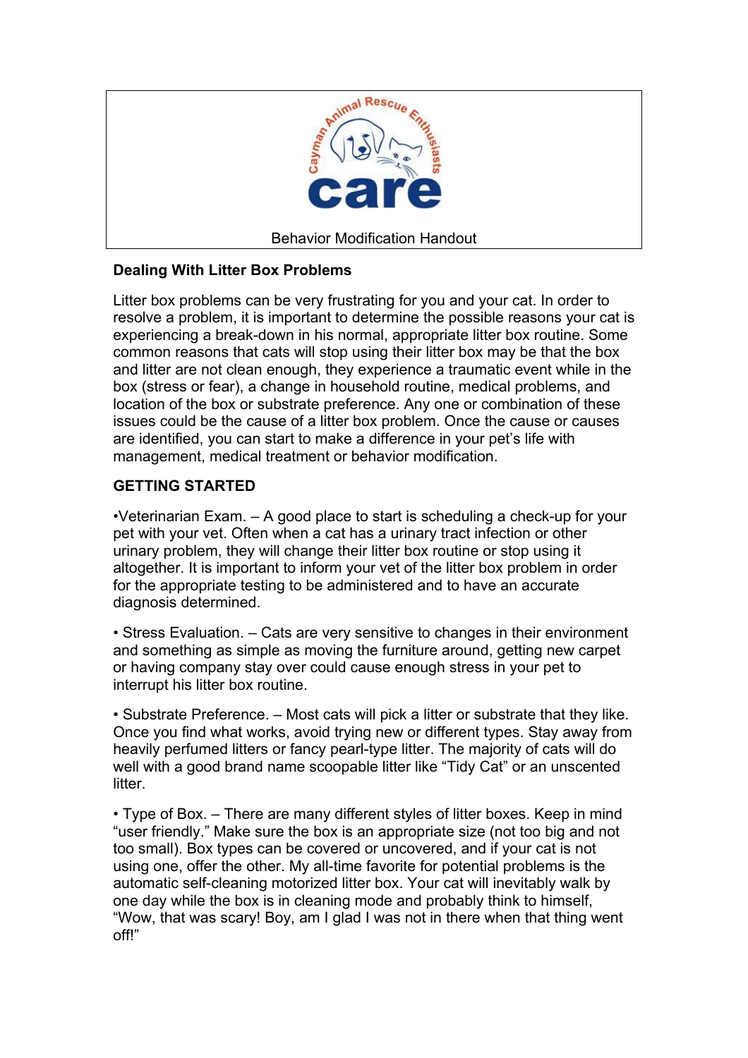Cayman Animal Rescue Enthusiasts

**care**

Behavior Modification Handout

## Dealing With Litter Box Problems

Litter box problems can be very frustrating for you and your cat. In order to resolve a problem, it is important to determine the possible reasons your cat is experiencing a break-down in his normal, appropriate litter box routine. Some common reasons that cats will stop using their litter box may be that the box and litter are not clean enough, they experience a traumatic event while in the box (stress or fear), a change in household routine, medical problems, and location of the box or substrate preference. Any one or combination of these issues could be the cause of a litter box problem. Once the cause or causes are identified, you can start to make a difference in your pet's life with management, medical treatment or behavior modification.

## GETTING STARTED

•Veterinarian Exam. – A good place to start is scheduling a check-up for your pet with your vet. Often when a cat has a urinary tract infection or other urinary problem, they will change their litter box routine or stop using it altogether. It is important to inform your vet of the litter box problem in order for the appropriate testing to be administered and to have an accurate diagnosis determined.

• Stress Evaluation. – Cats are very sensitive to changes in their environment and something as simple as moving the furniture around, getting new carpet or having company stay over could cause enough stress in your pet to interrupt his litter box routine.

• Substrate Preference. – Most cats will pick a litter or substrate that they like. Once you find what works, avoid trying new or different types. Stay away from heavily perfumed litters or fancy pearl-type litter. The majority of cats will do well with a good brand name scoopable litter like "Tidy Cat" or an unscented litter.

• Type of Box. – There are many different styles of litter boxes. Keep in mind "user friendly." Make sure the box is an appropriate size (not too big and not too small). Box types can be covered or uncovered, and if your cat is not using one, offer the other. My all-time favorite for potential problems is the automatic self-cleaning motorized litter box. Your cat will inevitably walk by one day while the box is in cleaning mode and probably think to himself, "Wow, that was scary! Boy, am I glad I was not in there when that thing went off!"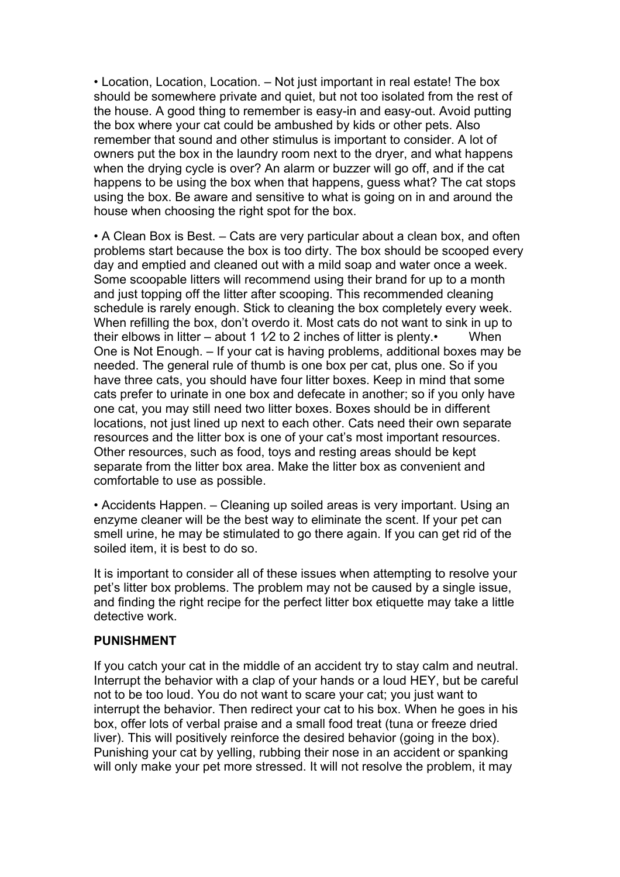• Location, Location, Location. – Not just important in real estate! The box should be somewhere private and quiet, but not too isolated from the rest of the house. A good thing to remember is easy-in and easy-out. Avoid putting the box where your cat could be ambushed by kids or other pets. Also remember that sound and other stimulus is important to consider. A lot of owners put the box in the laundry room next to the dryer, and what happens when the drying cycle is over? An alarm or buzzer will go off, and if the cat happens to be using the box when that happens, guess what? The cat stops using the box. Be aware and sensitive to what is going on in and around the house when choosing the right spot for the box.

• A Clean Box is Best. – Cats are very particular about a clean box, and often problems start because the box is too dirty. The box should be scooped every day and emptied and cleaned out with a mild soap and water once a week. Some scoopable litters will recommend using their brand for up to a month and just topping off the litter after scooping. This recommended cleaning schedule is rarely enough. Stick to cleaning the box completely every week. When refilling the box, don't overdo it. Most cats do not want to sink in up to their elbows in litter – about 1 1⁄2 to 2 inches of litter is plenty.• When One is Not Enough. – If your cat is having problems, additional boxes may be needed. The general rule of thumb is one box per cat, plus one. So if you have three cats, you should have four litter boxes. Keep in mind that some cats prefer to urinate in one box and defecate in another; so if you only have one cat, you may still need two litter boxes. Boxes should be in different locations, not just lined up next to each other. Cats need their own separate resources and the litter box is one of your cat's most important resources. Other resources, such as food, toys and resting areas should be kept separate from the litter box area. Make the litter box as convenient and comfortable to use as possible.

• Accidents Happen. – Cleaning up soiled areas is very important. Using an enzyme cleaner will be the best way to eliminate the scent. If your pet can smell urine, he may be stimulated to go there again. If you can get rid of the soiled item, it is best to do so.

It is important to consider all of these issues when attempting to resolve your pet's litter box problems. The problem may not be caused by a single issue, and finding the right recipe for the perfect litter box etiquette may take a little detective work.

**PUNISHMENT**

If you catch your cat in the middle of an accident try to stay calm and neutral. Interrupt the behavior with a clap of your hands or a loud HEY, but be careful not to be too loud. You do not want to scare your cat; you just want to interrupt the behavior. Then redirect your cat to his box. When he goes in his box, offer lots of verbal praise and a small food treat (tuna or freeze dried liver). This will positively reinforce the desired behavior (going in the box). Punishing your cat by yelling, rubbing their nose in an accident or spanking will only make your pet more stressed. It will not resolve the problem, it may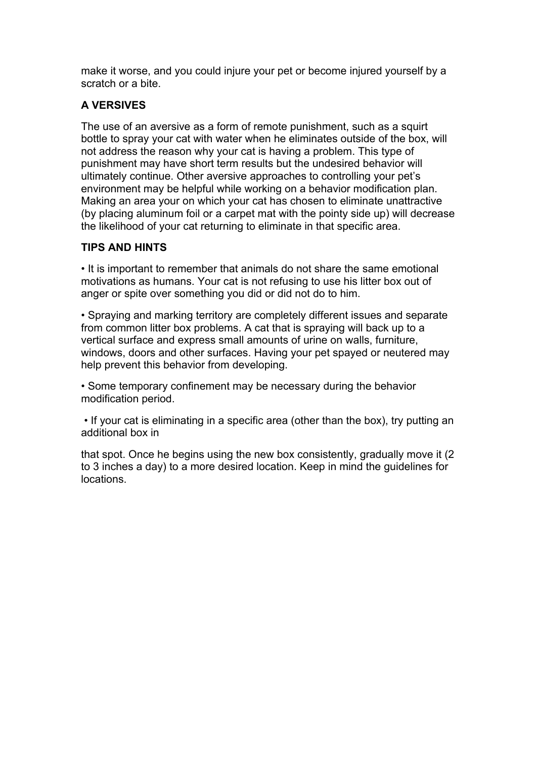make it worse, and you could injure your pet or become injured yourself by a scratch or a bite.

**A VERSIVES**

The use of an aversive as a form of remote punishment, such as a squirt bottle to spray your cat with water when he eliminates outside of the box, will not address the reason why your cat is having a problem. This type of punishment may have short term results but the undesired behavior will ultimately continue. Other aversive approaches to controlling your pet's environment may be helpful while working on a behavior modification plan. Making an area your on which your cat has chosen to eliminate unattractive (by placing aluminum foil or a carpet mat with the pointy side up) will decrease the likelihood of your cat returning to eliminate in that specific area.

**TIPS AND HINTS**

• It is important to remember that animals do not share the same emotional motivations as humans. Your cat is not refusing to use his litter box out of anger or spite over something you did or did not do to him.

• Spraying and marking territory are completely different issues and separate from common litter box problems. A cat that is spraying will back up to a vertical surface and express small amounts of urine on walls, furniture, windows, doors and other surfaces. Having your pet spayed or neutered may help prevent this behavior from developing.

• Some temporary confinement may be necessary during the behavior modification period.

• If your cat is eliminating in a specific area (other than the box), try putting an additional box in

that spot. Once he begins using the new box consistently, gradually move it (2 to 3 inches a day) to a more desired location. Keep in mind the guidelines for locations.